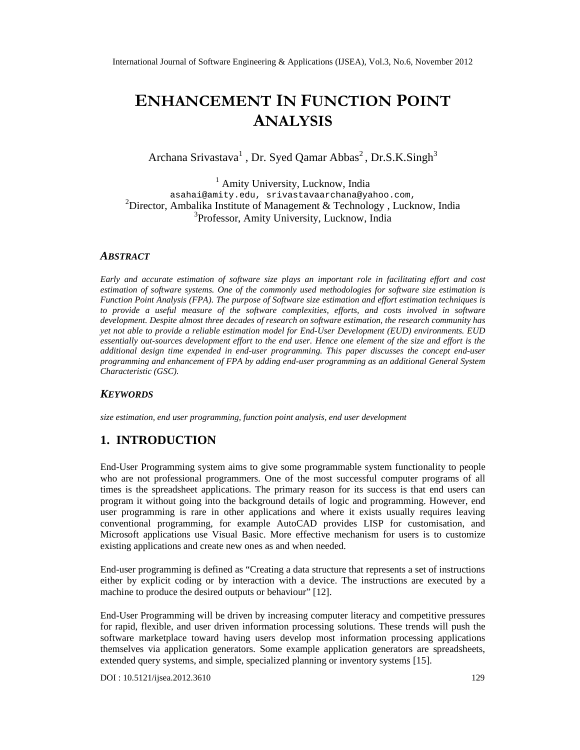# ENHANCEMENT IN FUNCTION POINT ANALYSIS

Archana Srivastava[1] , Dr. Syed Qamar Abbas[2] , Dr.S.K.Singh[3]

[1] Amity University, Lucknow, India
asahai@amity.edu, srivastavaarchana@yahoo.com,
[2]Director, Ambalika Institute of Management & Technology , Lucknow, India
[3]Professor, Amity University, Lucknow, India

## *ABSTRACT*

*Early and accurate estimation of software size plays an important role in facilitating effort and cost estimation of software systems. One of the commonly used methodologies for software size estimation is Function Point Analysis (FPA). The purpose of Software size estimation and effort estimation techniques is to provide a useful measure of the software complexities, efforts, and costs involved in software development. Despite almost three decades of research on software estimation, the research community has yet not able to provide a reliable estimation model for End-User Development (EUD) environments. EUD essentially out-sources development effort to the end user. Hence one element of the size and effort is the additional design time expended in end-user programming. This paper discusses the concept end-user programming and enhancement of FPA by adding end-user programming as an additional General System Characteristic (GSC).*

## *KEYWORDS*

*size estimation, end user programming, function point analysis, end user development*

## 1. INTRODUCTION

End-User Programming system aims to give some programmable system functionality to people who are not professional programmers. One of the most successful computer programs of all times is the spreadsheet applications. The primary reason for its success is that end users can program it without going into the background details of logic and programming. However, end user programming is rare in other applications and where it exists usually requires leaving conventional programming, for example AutoCAD provides LISP for customisation, and Microsoft applications use Visual Basic. More effective mechanism for users is to customize existing applications and create new ones as and when needed.

End-user programming is defined as "Creating a data structure that represents a set of instructions either by explicit coding or by interaction with a device. The instructions are executed by a machine to produce the desired outputs or behaviour" [12].

End-User Programming will be driven by increasing computer literacy and competitive pressures for rapid, flexible, and user driven information processing solutions. These trends will push the software marketplace toward having users develop most information processing applications themselves via application generators. Some example application generators are spreadsheets, extended query systems, and simple, specialized planning or inventory systems [15].

DOI : 10.5121/ijsea.2012.3610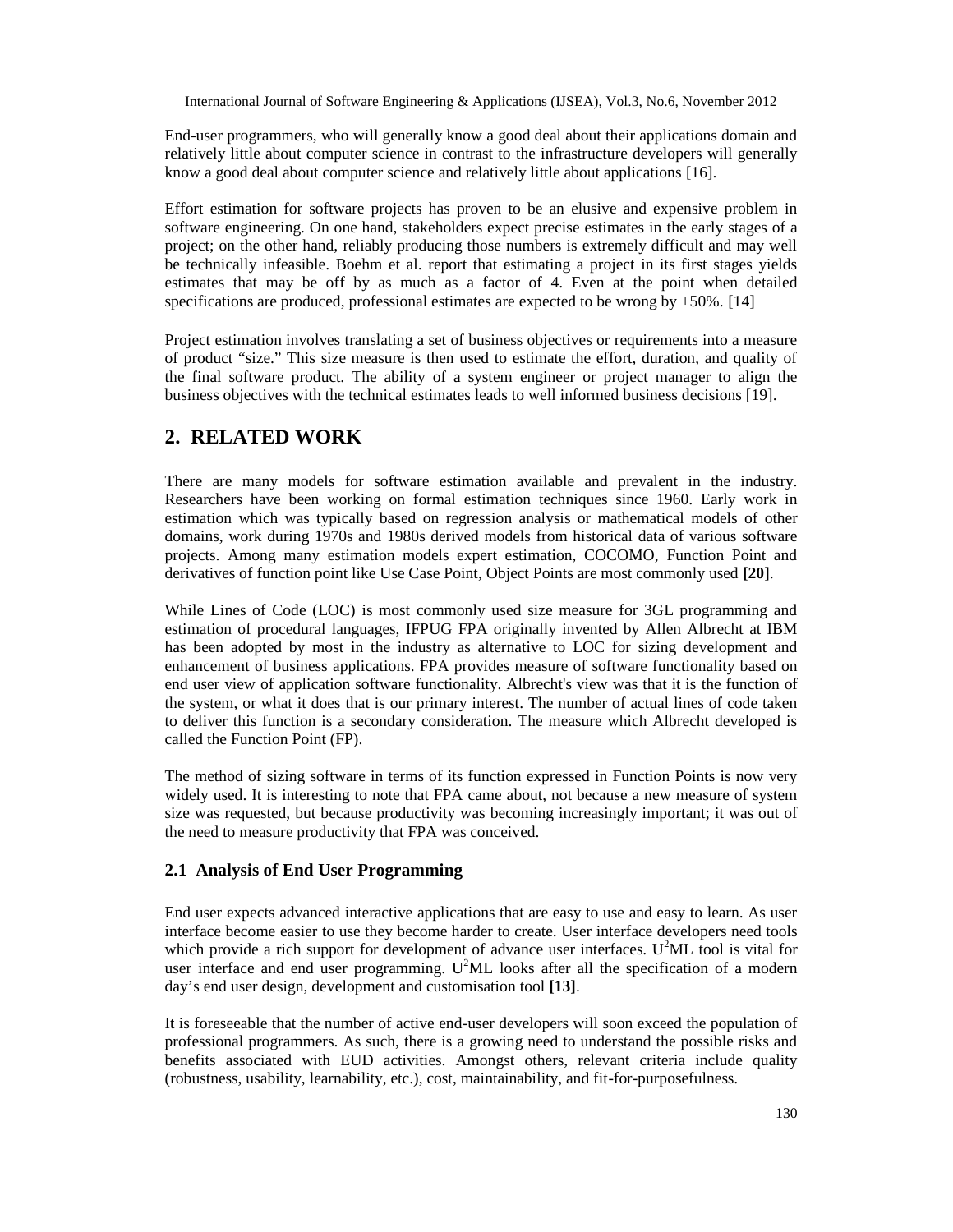End-user programmers, who will generally know a good deal about their applications domain and relatively little about computer science in contrast to the infrastructure developers will generally know a good deal about computer science and relatively little about applications [16].

Effort estimation for software projects has proven to be an elusive and expensive problem in software engineering. On one hand, stakeholders expect precise estimates in the early stages of a project; on the other hand, reliably producing those numbers is extremely difficult and may well be technically infeasible. Boehm et al. report that estimating a project in its first stages yields estimates that may be off by as much as a factor of 4. Even at the point when detailed specifications are produced, professional estimates are expected to be wrong by ±50%. [14]

Project estimation involves translating a set of business objectives or requirements into a measure of product "size." This size measure is then used to estimate the effort, duration, and quality of the final software product. The ability of a system engineer or project manager to align the business objectives with the technical estimates leads to well informed business decisions [19].

## 2. RELATED WORK

There are many models for software estimation available and prevalent in the industry. Researchers have been working on formal estimation techniques since 1960. Early work in estimation which was typically based on regression analysis or mathematical models of other domains, work during 1970s and 1980s derived models from historical data of various software projects. Among many estimation models expert estimation, COCOMO, Function Point and derivatives of function point like Use Case Point, Object Points are most commonly used **[20]**.

While Lines of Code (LOC) is most commonly used size measure for 3GL programming and estimation of procedural languages, IFPUG FPA originally invented by Allen Albrecht at IBM has been adopted by most in the industry as alternative to LOC for sizing development and enhancement of business applications. FPA provides measure of software functionality based on end user view of application software functionality. Albrecht's view was that it is the function of the system, or what it does that is our primary interest. The number of actual lines of code taken to deliver this function is a secondary consideration. The measure which Albrecht developed is called the Function Point (FP).

The method of sizing software in terms of its function expressed in Function Points is now very widely used. It is interesting to note that FPA came about, not because a new measure of system size was requested, but because productivity was becoming increasingly important; it was out of the need to measure productivity that FPA was conceived.

### 2.1 Analysis of End User Programming

End user expects advanced interactive applications that are easy to use and easy to learn. As user interface become easier to use they become harder to create. User interface developers need tools which provide a rich support for development of advance user interfaces. $U^2$ML tool is vital for user interface and end user programming. $U^2$ML looks after all the specification of a modern day's end user design, development and customisation tool **[13]**.

It is foreseeable that the number of active end-user developers will soon exceed the population of professional programmers. As such, there is a growing need to understand the possible risks and benefits associated with EUD activities. Amongst others, relevant criteria include quality (robustness, usability, learnability, etc.), cost, maintainability, and fit-for-purposefulness.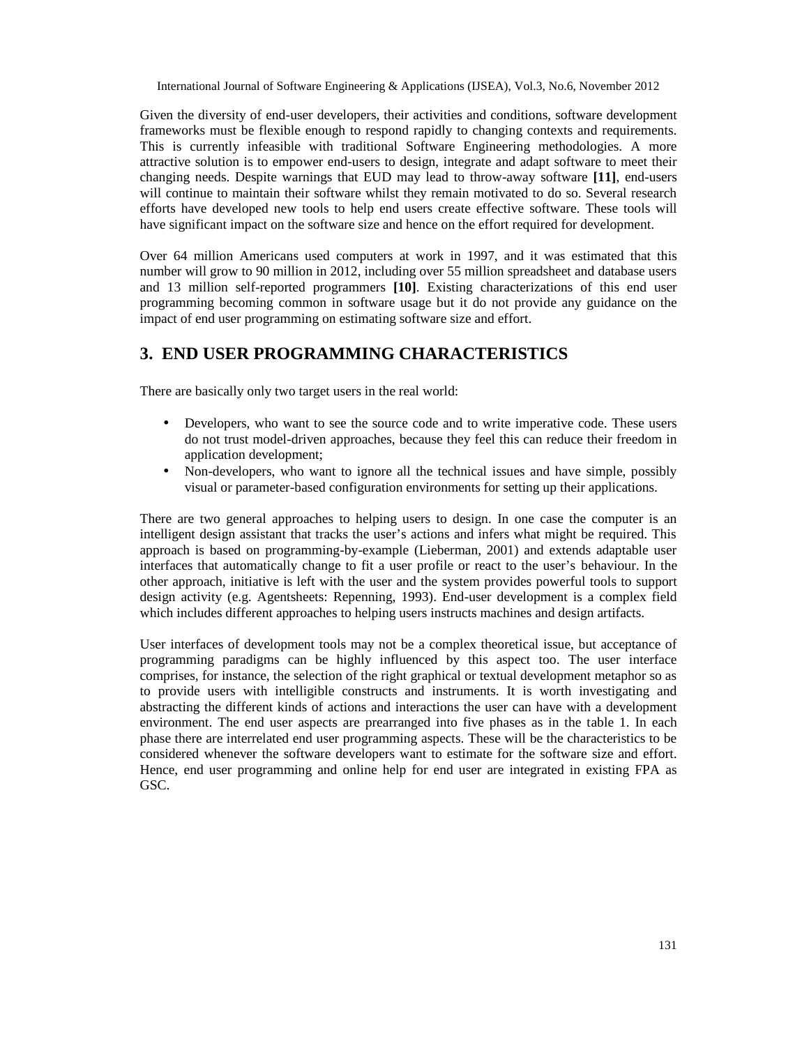Given the diversity of end-user developers, their activities and conditions, software development frameworks must be flexible enough to respond rapidly to changing contexts and requirements. This is currently infeasible with traditional Software Engineering methodologies. A more attractive solution is to empower end-users to design, integrate and adapt software to meet their changing needs. Despite warnings that EUD may lead to throw-away software **[11]**, end-users will continue to maintain their software whilst they remain motivated to do so. Several research efforts have developed new tools to help end users create effective software. These tools will have significant impact on the software size and hence on the effort required for development.

Over 64 million Americans used computers at work in 1997, and it was estimated that this number will grow to 90 million in 2012, including over 55 million spreadsheet and database users and 13 million self-reported programmers **[10]**. Existing characterizations of this end user programming becoming common in software usage but it do not provide any guidance on the impact of end user programming on estimating software size and effort.

## 3. END USER PROGRAMMING CHARACTERISTICS

There are basically only two target users in the real world:

- Developers, who want to see the source code and to write imperative code. These users do not trust model-driven approaches, because they feel this can reduce their freedom in application development;
- Non-developers, who want to ignore all the technical issues and have simple, possibly visual or parameter-based configuration environments for setting up their applications.

There are two general approaches to helping users to design. In one case the computer is an intelligent design assistant that tracks the user's actions and infers what might be required. This approach is based on programming-by-example (Lieberman, 2001) and extends adaptable user interfaces that automatically change to fit a user profile or react to the user's behaviour. In the other approach, initiative is left with the user and the system provides powerful tools to support design activity (e.g. Agentsheets: Repenning, 1993). End-user development is a complex field which includes different approaches to helping users instructs machines and design artifacts.

User interfaces of development tools may not be a complex theoretical issue, but acceptance of programming paradigms can be highly influenced by this aspect too. The user interface comprises, for instance, the selection of the right graphical or textual development metaphor so as to provide users with intelligible constructs and instruments. It is worth investigating and abstracting the different kinds of actions and interactions the user can have with a development environment. The end user aspects are prearranged into five phases as in the table 1. In each phase there are interrelated end user programming aspects. These will be the characteristics to be considered whenever the software developers want to estimate for the software size and effort. Hence, end user programming and online help for end user are integrated in existing FPA as GSC.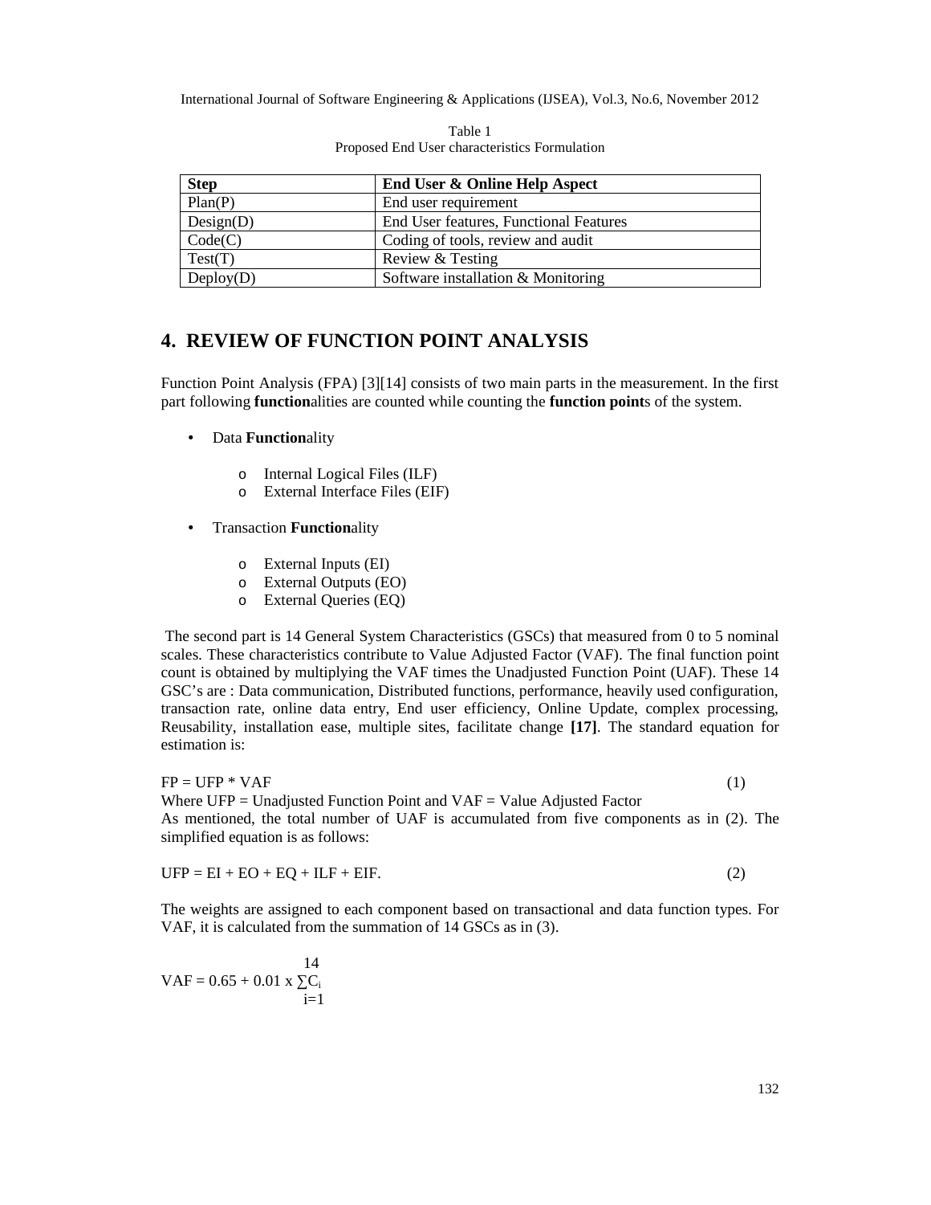Table 1
Proposed End User characteristics Formulation

| Step | End User & Online Help Aspect |
|---|---|
| Plan(P) | End user requirement |
| Design(D) | End User features, Functional Features |
| Code(C) | Coding of tools, review and audit |
| Test(T) | Review & Testing |
| Deploy(D) | Software installation & Monitoring |

## 4. REVIEW OF FUNCTION POINT ANALYSIS

Function Point Analysis (FPA) [3][14] consists of two main parts in the measurement. In the first part following **function**alities are counted while counting the **function point**s of the system.

- Data **Function**ality
  - Internal Logical Files (ILF)
  - External Interface Files (EIF)
- Transaction **Function**ality
  - External Inputs (EI)
  - External Outputs (EO)
  - External Queries (EQ)

The second part is 14 General System Characteristics (GSCs) that measured from 0 to 5 nominal scales. These characteristics contribute to Value Adjusted Factor (VAF). The final function point count is obtained by multiplying the VAF times the Unadjusted Function Point (UAF). These 14 GSC's are : Data communication, Distributed functions, performance, heavily used configuration, transaction rate, online data entry, End user efficiency, Online Update, complex processing, Reusability, installation ease, multiple sites, facilitate change **[17]**. The standard equation for estimation is:

$$FP = UFP * VAF \quad (1)$$

Where UFP = Unadjusted Function Point and VAF = Value Adjusted Factor
As mentioned, the total number of UAF is accumulated from five components as in (2). The simplified equation is as follows:

$$UFP = EI + EO + EQ + ILF + EIF. \quad (2)$$

The weights are assigned to each component based on transactional and data function types. For VAF, it is calculated from the summation of 14 GSCs as in (3).

$$VAF = 0.65 + 0.01 \times \sum_{i=1}^{14} C_i$$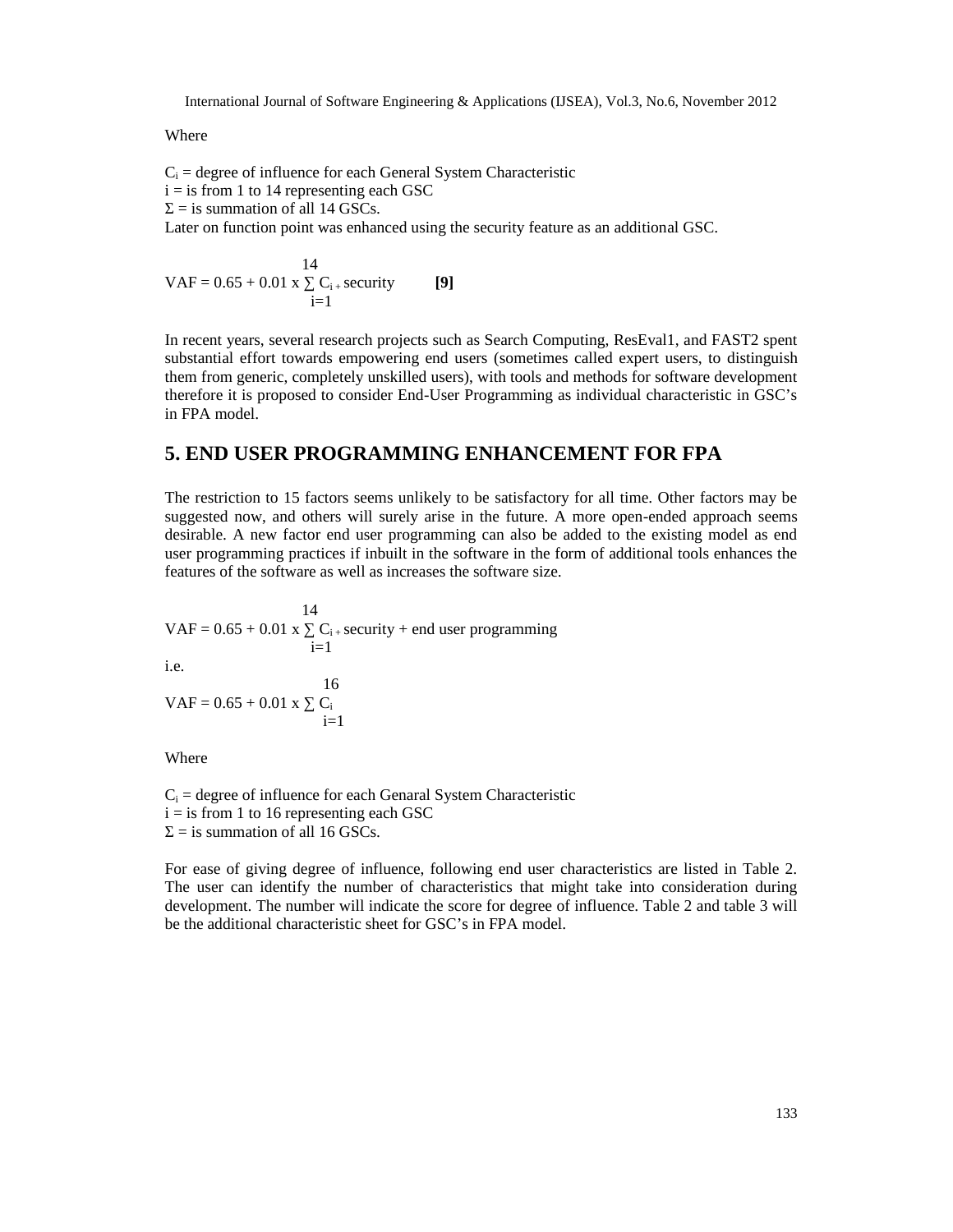Where

$C_i$ = degree of influence for each General System Characteristic
$i$ = is from 1 to 14 representing each GSC
$\Sigma$ = is summation of all 14 GSCs.
Later on function point was enhanced using the security feature as an additional GSC.

$$VAF = 0.65 + 0.01 \times \sum_{i=1}^{14} C_i + \text{security} \qquad \textbf{[9]}$$

In recent years, several research projects such as Search Computing, ResEval1, and FAST2 spent substantial effort towards empowering end users (sometimes called expert users, to distinguish them from generic, completely unskilled users), with tools and methods for software development therefore it is proposed to consider End-User Programming as individual characteristic in GSC's in FPA model.

## 5. END USER PROGRAMMING ENHANCEMENT FOR FPA

The restriction to 15 factors seems unlikely to be satisfactory for all time. Other factors may be suggested now, and others will surely arise in the future. A more open-ended approach seems desirable. A new factor end user programming can also be added to the existing model as end user programming practices if inbuilt in the software in the form of additional tools enhances the features of the software as well as increases the software size.

$$VAF = 0.65 + 0.01 \times \sum_{i=1}^{14} C_i + \text{security} + \text{end user programming}$$

i.e.

$$VAF = 0.65 + 0.01 \times \sum_{i=1}^{16} C_i$$

Where

$C_i$ = degree of influence for each Genaral System Characteristic
$i$ = is from 1 to 16 representing each GSC
$\Sigma$ = is summation of all 16 GSCs.

For ease of giving degree of influence, following end user characteristics are listed in Table 2. The user can identify the number of characteristics that might take into consideration during development. The number will indicate the score for degree of influence. Table 2 and table 3 will be the additional characteristic sheet for GSC's in FPA model.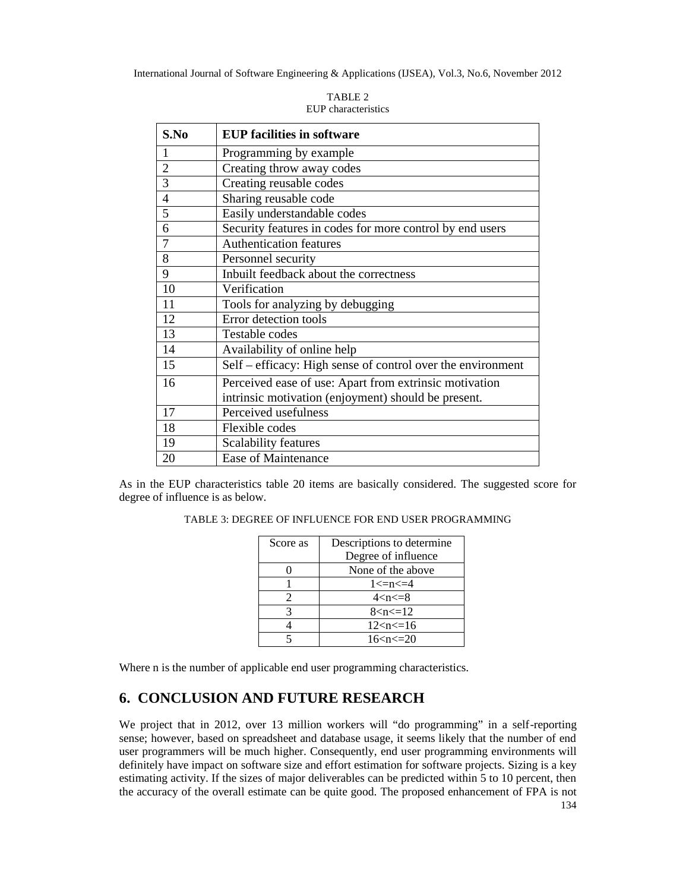TABLE 2
EUP characteristics

| S.No | EUP facilities in software |
| --- | --- |
| 1 | Programming by example |
| 2 | Creating throw away codes |
| 3 | Creating reusable codes |
| 4 | Sharing reusable code |
| 5 | Easily understandable codes |
| 6 | Security features in codes for more control by end users |
| 7 | Authentication features |
| 8 | Personnel security |
| 9 | Inbuilt feedback about the correctness |
| 10 | Verification |
| 11 | Tools for analyzing by debugging |
| 12 | Error detection tools |
| 13 | Testable codes |
| 14 | Availability of online help |
| 15 | Self – efficacy: High sense of control over the environment |
| 16 | Perceived ease of use: Apart from extrinsic motivation intrinsic motivation (enjoyment) should be present. |
| 17 | Perceived usefulness |
| 18 | Flexible codes |
| 19 | Scalability features |
| 20 | Ease of Maintenance |

As in the EUP characteristics table 20 items are basically considered. The suggested score for degree of influence is as below.

TABLE 3: DEGREE OF INFLUENCE FOR END USER PROGRAMMING

| Score as | Descriptions to determine Degree of influence |
| --- | --- |
| 0 | None of the above |
| 1 | $1<=n<=4$ |
| 2 | $4<n<=8$ |
| 3 | $8<n<=12$ |
| 4 | $12<n<=16$ |
| 5 | $16<n<=20$ |

Where n is the number of applicable end user programming characteristics.

## 6. CONCLUSION AND FUTURE RESEARCH

We project that in 2012, over 13 million workers will "do programming" in a self-reporting sense; however, based on spreadsheet and database usage, it seems likely that the number of end user programmers will be much higher. Consequently, end user programming environments will definitely have impact on software size and effort estimation for software projects. Sizing is a key estimating activity. If the sizes of major deliverables can be predicted within 5 to 10 percent, then the accuracy of the overall estimate can be quite good. The proposed enhancement of FPA is not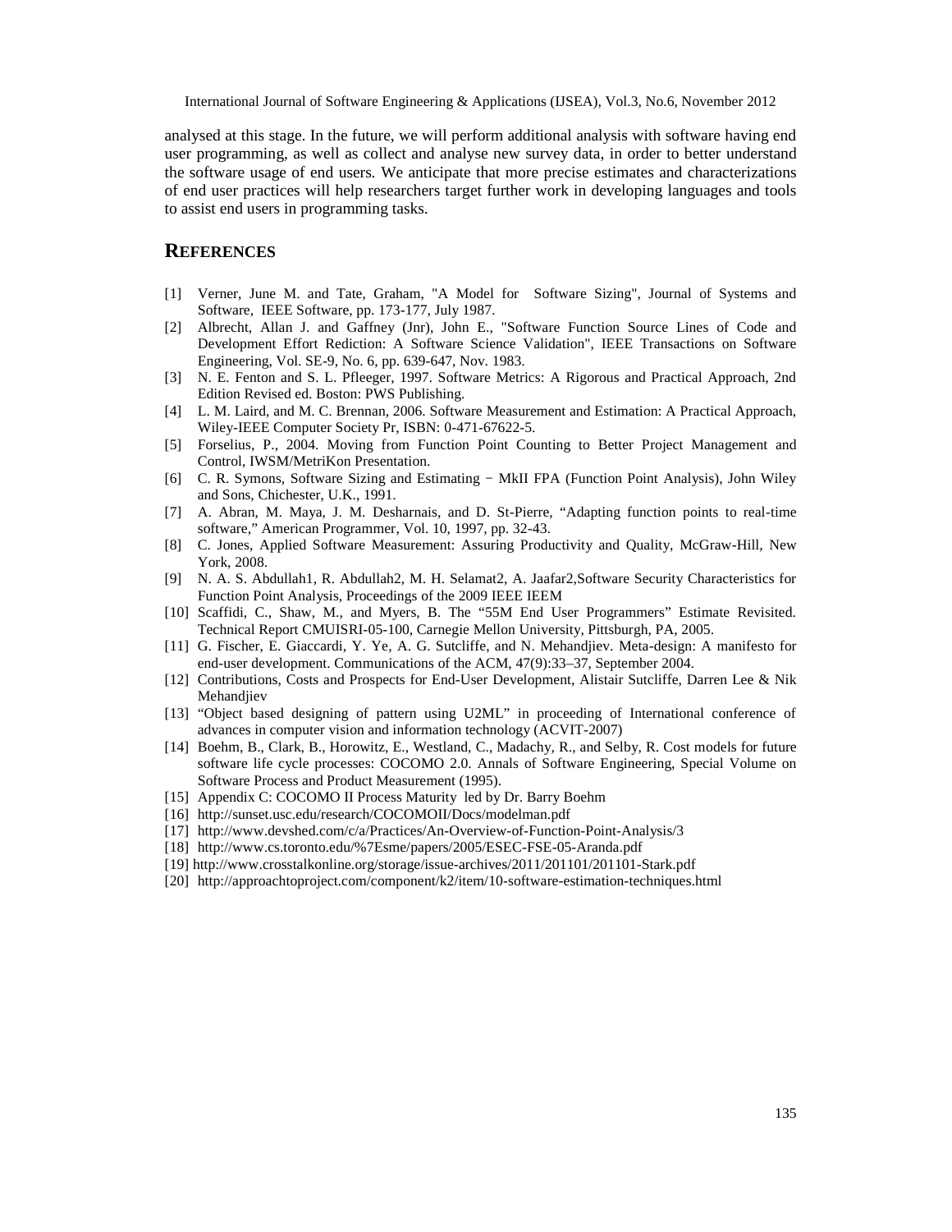analysed at this stage. In the future, we will perform additional analysis with software having end user programming, as well as collect and analyse new survey data, in order to better understand the software usage of end users. We anticipate that more precise estimates and characterizations of end user practices will help researchers target further work in developing languages and tools to assist end users in programming tasks.

## REFERENCES

[1] Verner, June M. and Tate, Graham, "A Model for Software Sizing", Journal of Systems and Software, IEEE Software, pp. 173-177, July 1987.

[2] Albrecht, Allan J. and Gaffney (Jnr), John E., "Software Function Source Lines of Code and Development Effort Rediction: A Software Science Validation", IEEE Transactions on Software Engineering, Vol. SE-9, No. 6, pp. 639-647, Nov. 1983.

[3] N. E. Fenton and S. L. Pfleeger, 1997. Software Metrics: A Rigorous and Practical Approach, 2nd Edition Revised ed. Boston: PWS Publishing.

[4] L. M. Laird, and M. C. Brennan, 2006. Software Measurement and Estimation: A Practical Approach, Wiley-IEEE Computer Society Pr, ISBN: 0-471-67622-5.

[5] Forselius, P., 2004. Moving from Function Point Counting to Better Project Management and Control, IWSM/MetriKon Presentation.

[6] C. R. Symons, Software Sizing and Estimating − MkII FPA (Function Point Analysis), John Wiley and Sons, Chichester, U.K., 1991.

[7] A. Abran, M. Maya, J. M. Desharnais, and D. St-Pierre, "Adapting function points to real-time software," American Programmer, Vol. 10, 1997, pp. 32-43.

[8] C. Jones, Applied Software Measurement: Assuring Productivity and Quality, McGraw-Hill, New York, 2008.

[9] N. A. S. Abdullah1, R. Abdullah2, M. H. Selamat2, A. Jaafar2,Software Security Characteristics for Function Point Analysis, Proceedings of the 2009 IEEE IEEM

[10] Scaffidi, C., Shaw, M., and Myers, B. The "55M End User Programmers" Estimate Revisited. Technical Report CMUISRI-05-100, Carnegie Mellon University, Pittsburgh, PA, 2005.

[11] G. Fischer, E. Giaccardi, Y. Ye, A. G. Sutcliffe, and N. Mehandjiev. Meta-design: A manifesto for end-user development. Communications of the ACM, 47(9):33–37, September 2004.

[12] Contributions, Costs and Prospects for End-User Development, Alistair Sutcliffe, Darren Lee & Nik Mehandjiev

[13] "Object based designing of pattern using U2ML" in proceeding of International conference of advances in computer vision and information technology (ACVIT-2007)

[14] Boehm, B., Clark, B., Horowitz, E., Westland, C., Madachy, R., and Selby, R. Cost models for future software life cycle processes: COCOMO 2.0. Annals of Software Engineering, Special Volume on Software Process and Product Measurement (1995).

[15] Appendix C: COCOMO II Process Maturity led by Dr. Barry Boehm

[16] http://sunset.usc.edu/research/COCOMOII/Docs/modelman.pdf

[17] http://www.devshed.com/c/a/Practices/An-Overview-of-Function-Point-Analysis/3

[18] http://www.cs.toronto.edu/%7Esme/papers/2005/ESEC-FSE-05-Aranda.pdf

[19] http://www.crosstalkonline.org/storage/issue-archives/2011/201101/201101-Stark.pdf

[20] http://approachtoproject.com/component/k2/item/10-software-estimation-techniques.html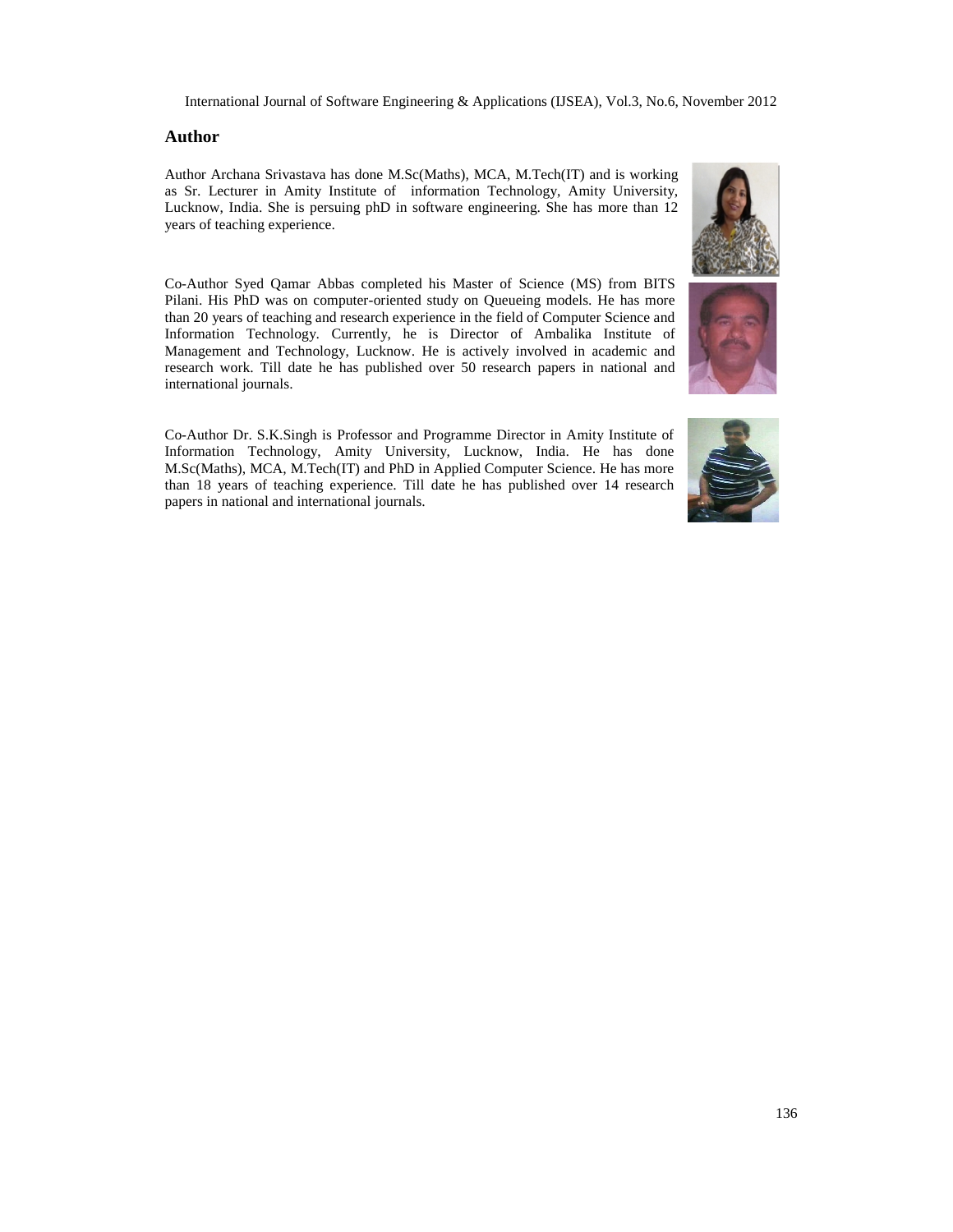## Author

Author Archana Srivastava has done M.Sc(Maths), MCA, M.Tech(IT) and is working as Sr. Lecturer in Amity Institute of information Technology, Amity University, Lucknow, India. She is persuing phD in software engineering. She has more than 12 years of teaching experience.

Co-Author Syed Qamar Abbas completed his Master of Science (MS) from BITS Pilani. His PhD was on computer-oriented study on Queueing models. He has more than 20 years of teaching and research experience in the field of Computer Science and Information Technology. Currently, he is Director of Ambalika Institute of Management and Technology, Lucknow. He is actively involved in academic and research work. Till date he has published over 50 research papers in national and international journals.

Co-Author Dr. S.K.Singh is Professor and Programme Director in Amity Institute of Information Technology, Amity University, Lucknow, India. He has done M.Sc(Maths), MCA, M.Tech(IT) and PhD in Applied Computer Science. He has more than 18 years of teaching experience. Till date he has published over 14 research papers in national and international journals.